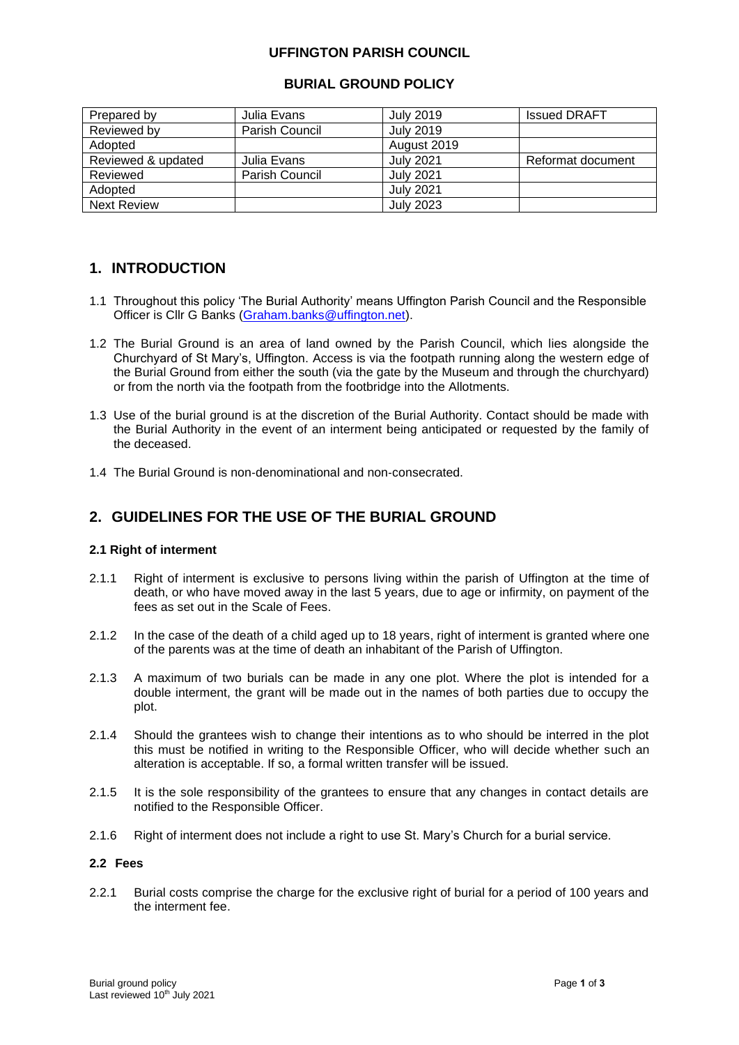# UFFINGTON PARISH COUNCIL

## BURIAL GROUND POLICY

| Prepared by | Julia Evans | July 2019 | Issued DRAFT |
|---|---|---|---|
| Reviewed by | Parish Council | July 2019 | |
| Adopted | | August 2019 | |
| Reviewed & updated | Julia Evans | July 2021 | Reformat document |
| Reviewed | Parish Council | July 2021 | |
| Adopted | | July 2021 | |
| Next Review | | July 2023 | |

## 1. INTRODUCTION

1.1 Throughout this policy 'The Burial Authority' means Uffington Parish Council and the Responsible Officer is Cllr G Banks (Graham.banks@uffington.net).

1.2 The Burial Ground is an area of land owned by the Parish Council, which lies alongside the Churchyard of St Mary's, Uffington. Access is via the footpath running along the western edge of the Burial Ground from either the south (via the gate by the Museum and through the churchyard) or from the north via the footpath from the footbridge into the Allotments.

1.3 Use of the burial ground is at the discretion of the Burial Authority. Contact should be made with the Burial Authority in the event of an interment being anticipated or requested by the family of the deceased.

1.4 The Burial Ground is non-denominational and non-consecrated.

## 2. GUIDELINES FOR THE USE OF THE BURIAL GROUND

### 2.1 Right of interment

2.1.1 Right of interment is exclusive to persons living within the parish of Uffington at the time of death, or who have moved away in the last 5 years, due to age or infirmity, on payment of the fees as set out in the Scale of Fees.

2.1.2 In the case of the death of a child aged up to 18 years, right of interment is granted where one of the parents was at the time of death an inhabitant of the Parish of Uffington.

2.1.3 A maximum of two burials can be made in any one plot. Where the plot is intended for a double interment, the grant will be made out in the names of both parties due to occupy the plot.

2.1.4 Should the grantees wish to change their intentions as to who should be interred in the plot this must be notified in writing to the Responsible Officer, who will decide whether such an alteration is acceptable. If so, a formal written transfer will be issued.

2.1.5 It is the sole responsibility of the grantees to ensure that any changes in contact details are notified to the Responsible Officer.

2.1.6 Right of interment does not include a right to use St. Mary's Church for a burial service.

### 2.2 Fees

2.2.1 Burial costs comprise the charge for the exclusive right of burial for a period of 100 years and the interment fee.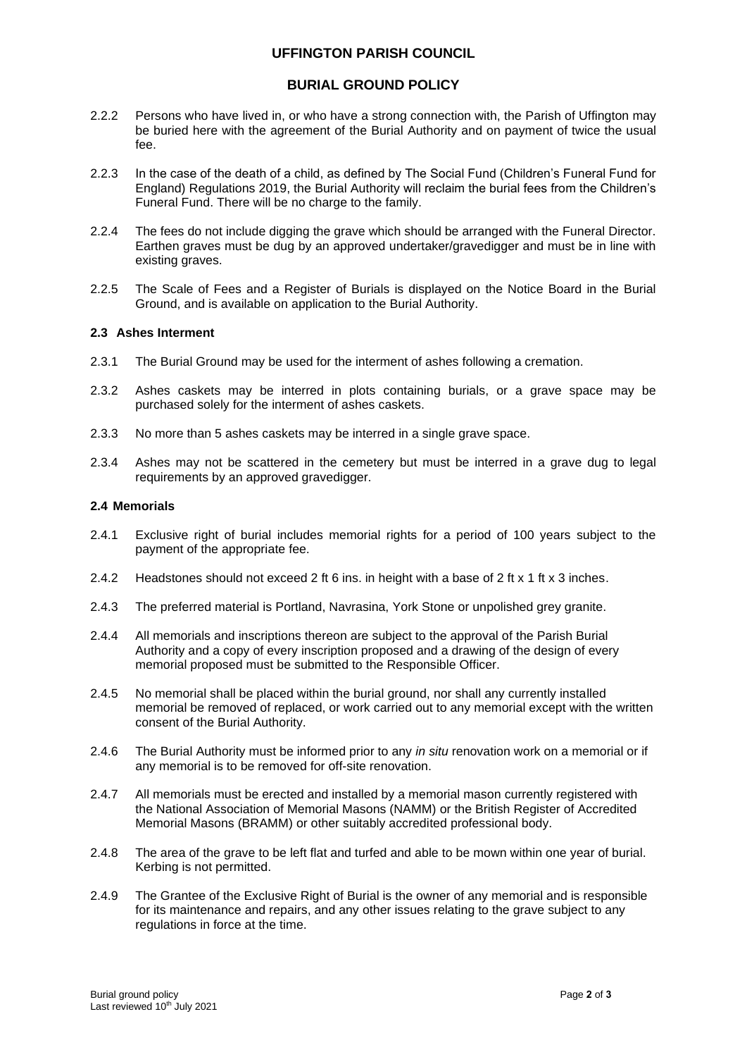2.2.2 Persons who have lived in, or who have a strong connection with, the Parish of Uffington may be buried here with the agreement of the Burial Authority and on payment of twice the usual fee.

2.2.3 In the case of the death of a child, as defined by The Social Fund (Children's Funeral Fund for England) Regulations 2019, the Burial Authority will reclaim the burial fees from the Children's Funeral Fund. There will be no charge to the family.

2.2.4 The fees do not include digging the grave which should be arranged with the Funeral Director. Earthen graves must be dug by an approved undertaker/gravedigger and must be in line with existing graves.

2.2.5 The Scale of Fees and a Register of Burials is displayed on the Notice Board in the Burial Ground, and is available on application to the Burial Authority.

### 2.3 Ashes Interment

2.3.1 The Burial Ground may be used for the interment of ashes following a cremation.

2.3.2 Ashes caskets may be interred in plots containing burials, or a grave space may be purchased solely for the interment of ashes caskets.

2.3.3 No more than 5 ashes caskets may be interred in a single grave space.

2.3.4 Ashes may not be scattered in the cemetery but must be interred in a grave dug to legal requirements by an approved gravedigger.

### 2.4 Memorials

2.4.1 Exclusive right of burial includes memorial rights for a period of 100 years subject to the payment of the appropriate fee.

2.4.2 Headstones should not exceed 2 ft 6 ins. in height with a base of 2 ft x 1 ft x 3 inches.

2.4.3 The preferred material is Portland, Navrasina, York Stone or unpolished grey granite.

2.4.4 All memorials and inscriptions thereon are subject to the approval of the Parish Burial Authority and a copy of every inscription proposed and a drawing of the design of every memorial proposed must be submitted to the Responsible Officer.

2.4.5 No memorial shall be placed within the burial ground, nor shall any currently installed memorial be removed of replaced, or work carried out to any memorial except with the written consent of the Burial Authority.

2.4.6 The Burial Authority must be informed prior to any *in situ* renovation work on a memorial or if any memorial is to be removed for off-site renovation.

2.4.7 All memorials must be erected and installed by a memorial mason currently registered with the National Association of Memorial Masons (NAMM) or the British Register of Accredited Memorial Masons (BRAMM) or other suitably accredited professional body.

2.4.8 The area of the grave to be left flat and turfed and able to be mown within one year of burial. Kerbing is not permitted.

2.4.9 The Grantee of the Exclusive Right of Burial is the owner of any memorial and is responsible for its maintenance and repairs, and any other issues relating to the grave subject to any regulations in force at the time.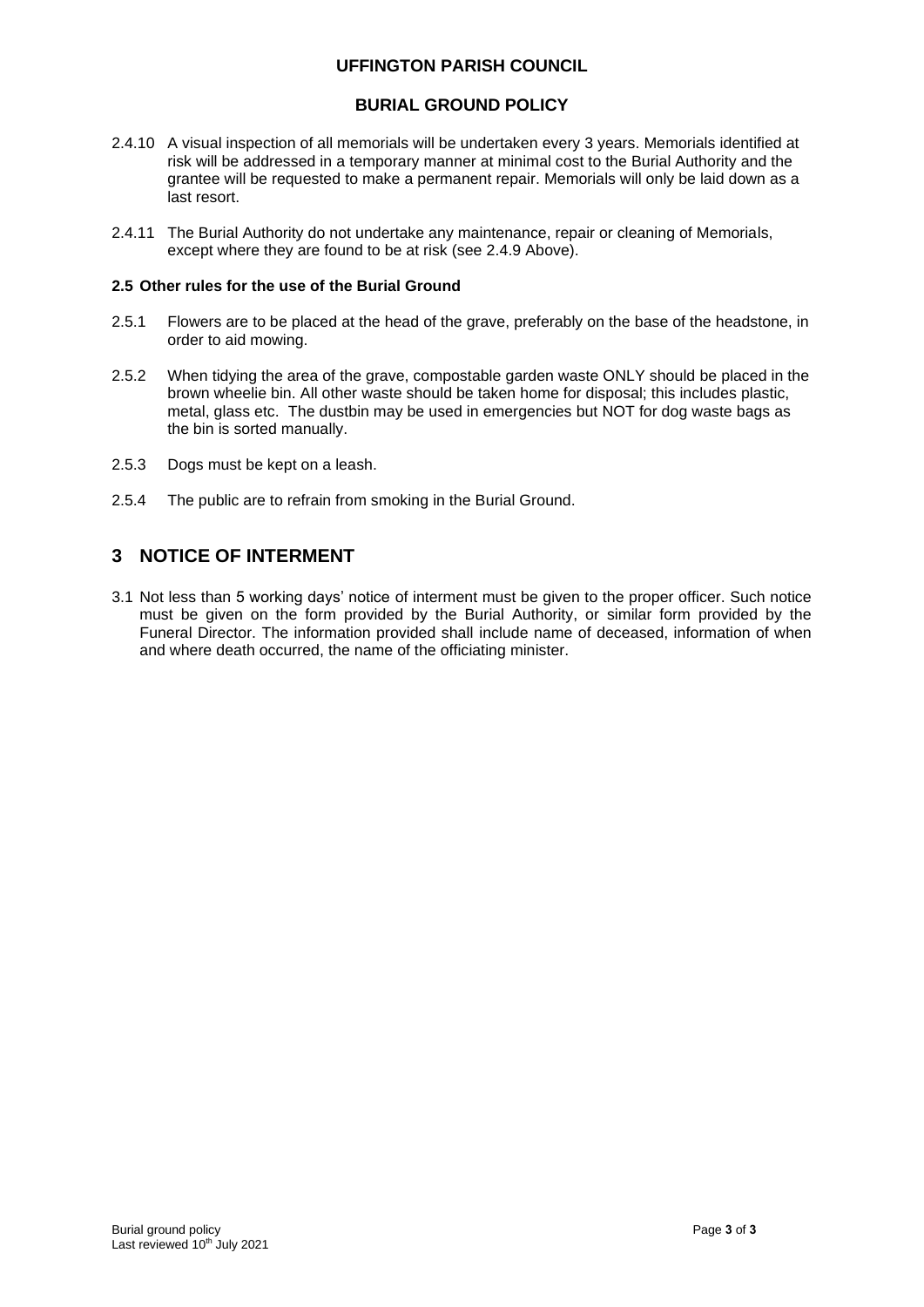**UFFINGTON PARISH COUNCIL**

**BURIAL GROUND POLICY**

2.4.10 A visual inspection of all memorials will be undertaken every 3 years. Memorials identified at risk will be addressed in a temporary manner at minimal cost to the Burial Authority and the grantee will be requested to make a permanent repair. Memorials will only be laid down as a last resort.

2.4.11 The Burial Authority do not undertake any maintenance, repair or cleaning of Memorials, except where they are found to be at risk (see 2.4.9 Above).

### 2.5 Other rules for the use of the Burial Ground

2.5.1 Flowers are to be placed at the head of the grave, preferably on the base of the headstone, in order to aid mowing.

2.5.2 When tidying the area of the grave, compostable garden waste ONLY should be placed in the brown wheelie bin. All other waste should be taken home for disposal; this includes plastic, metal, glass etc. The dustbin may be used in emergencies but NOT for dog waste bags as the bin is sorted manually.

2.5.3 Dogs must be kept on a leash.

2.5.4 The public are to refrain from smoking in the Burial Ground.

## 3 NOTICE OF INTERMENT

3.1 Not less than 5 working days' notice of interment must be given to the proper officer. Such notice must be given on the form provided by the Burial Authority, or similar form provided by the Funeral Director. The information provided shall include name of deceased, information of when and where death occurred, the name of the officiating minister.

Burial ground policy
Last reviewed 10th July 2021